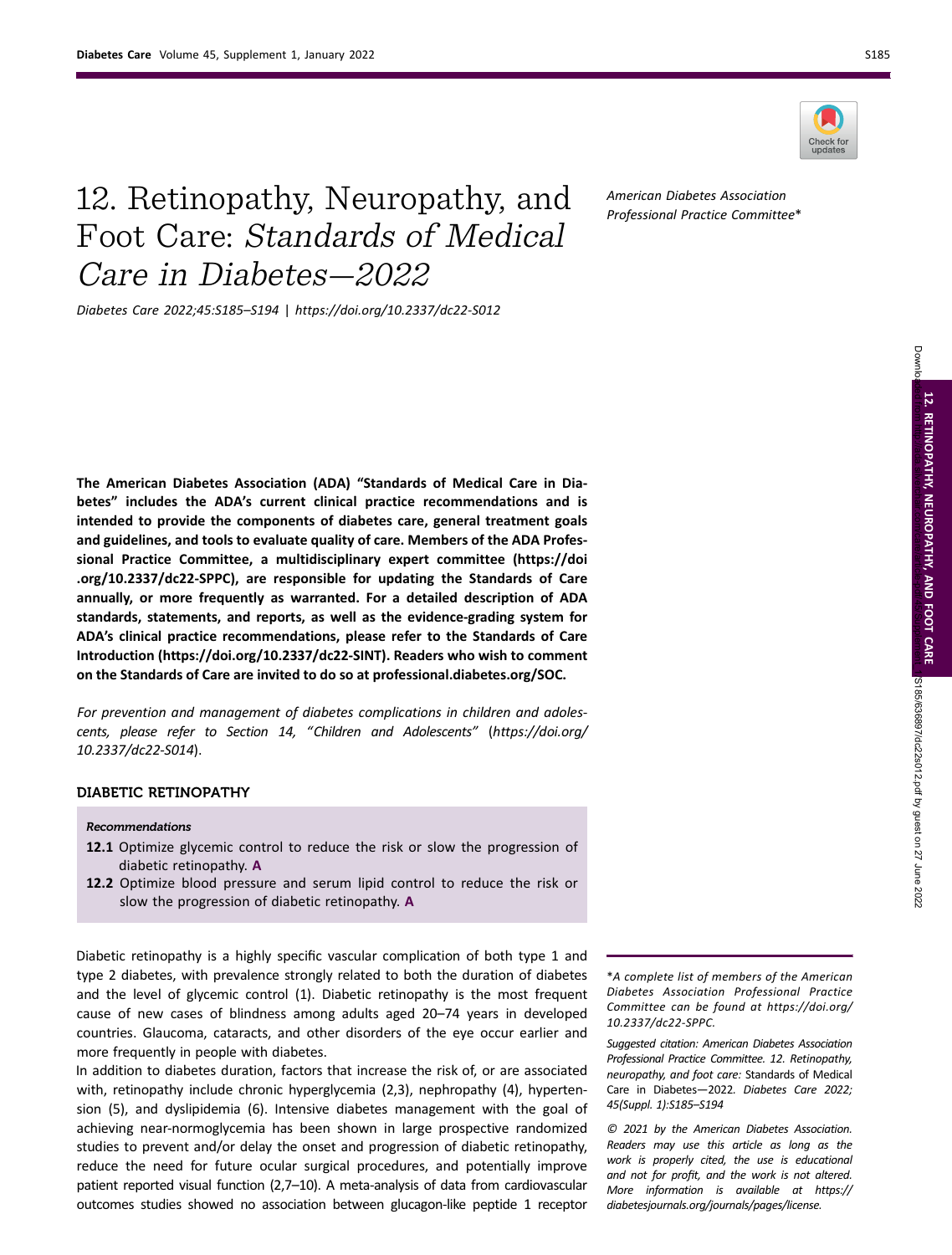# 12. Retinopathy, Neuropathy, and Foot Care: *Standards of Medical Care in Diabetes—2022*

*Diabetes Care 2022;45:S185–S194 | https://doi.org/10.2337/dc22-S012*

*American Diabetes Association Professional Practice Committee**

**The American Diabetes Association (ADA) "Standards of Medical Care in Diabetes" includes the ADA's current clinical practice recommendations and is intended to provide the components of diabetes care, general treatment goals and guidelines, and tools to evaluate quality of care. Members of the ADA Professional Practice Committee, a multidisciplinary expert committee (https://doi.org/10.2337/dc22-SPPC), are responsible for updating the Standards of Care annually, or more frequently as warranted. For a detailed description of ADA standards, statements, and reports, as well as the evidence-grading system for ADA's clinical practice recommendations, please refer to the Standards of Care Introduction (https://doi.org/10.2337/dc22-SINT). Readers who wish to comment on the Standards of Care are invited to do so at professional.diabetes.org/SOC.**

*For prevention and management of diabetes complications in children and adolescents, please refer to Section 14, "Children and Adolescents"* (*https://doi.org/10.2337/dc22-S014*).

## DIABETIC RETINOPATHY

*Recommendations*

**12.1** Optimize glycemic control to reduce the risk or slow the progression of diabetic retinopathy. **A**

**12.2** Optimize blood pressure and serum lipid control to reduce the risk or slow the progression of diabetic retinopathy. **A**

Diabetic retinopathy is a highly specific vascular complication of both type 1 and type 2 diabetes, with prevalence strongly related to both the duration of diabetes and the level of glycemic control (1). Diabetic retinopathy is the most frequent cause of new cases of blindness among adults aged 20–74 years in developed countries. Glaucoma, cataracts, and other disorders of the eye occur earlier and more frequently in people with diabetes.

In addition to diabetes duration, factors that increase the risk of, or are associated with, retinopathy include chronic hyperglycemia (2,3), nephropathy (4), hypertension (5), and dyslipidemia (6). Intensive diabetes management with the goal of achieving near-normoglycemia has been shown in large prospective randomized studies to prevent and/or delay the onset and progression of diabetic retinopathy, reduce the need for future ocular surgical procedures, and potentially improve patient reported visual function (2,7–10). A meta-analysis of data from cardiovascular outcomes studies showed no association between glucagon-like peptide 1 receptor

*A complete list of members of the American Diabetes Association Professional Practice Committee can be found at https://doi.org/10.2337/dc22-SPPC.*

*Suggested citation: American Diabetes Association Professional Practice Committee. 12. Retinopathy, neuropathy, and foot care:* Standards of Medical Care in Diabetes—2022. *Diabetes Care 2022;45(Suppl. 1):S185–S194*

*© 2021 by the American Diabetes Association. Readers may use this article as long as the work is properly cited, the use is educational and not for profit, and the work is not altered. More information is available at https://diabetesjournals.org/journals/pages/license.*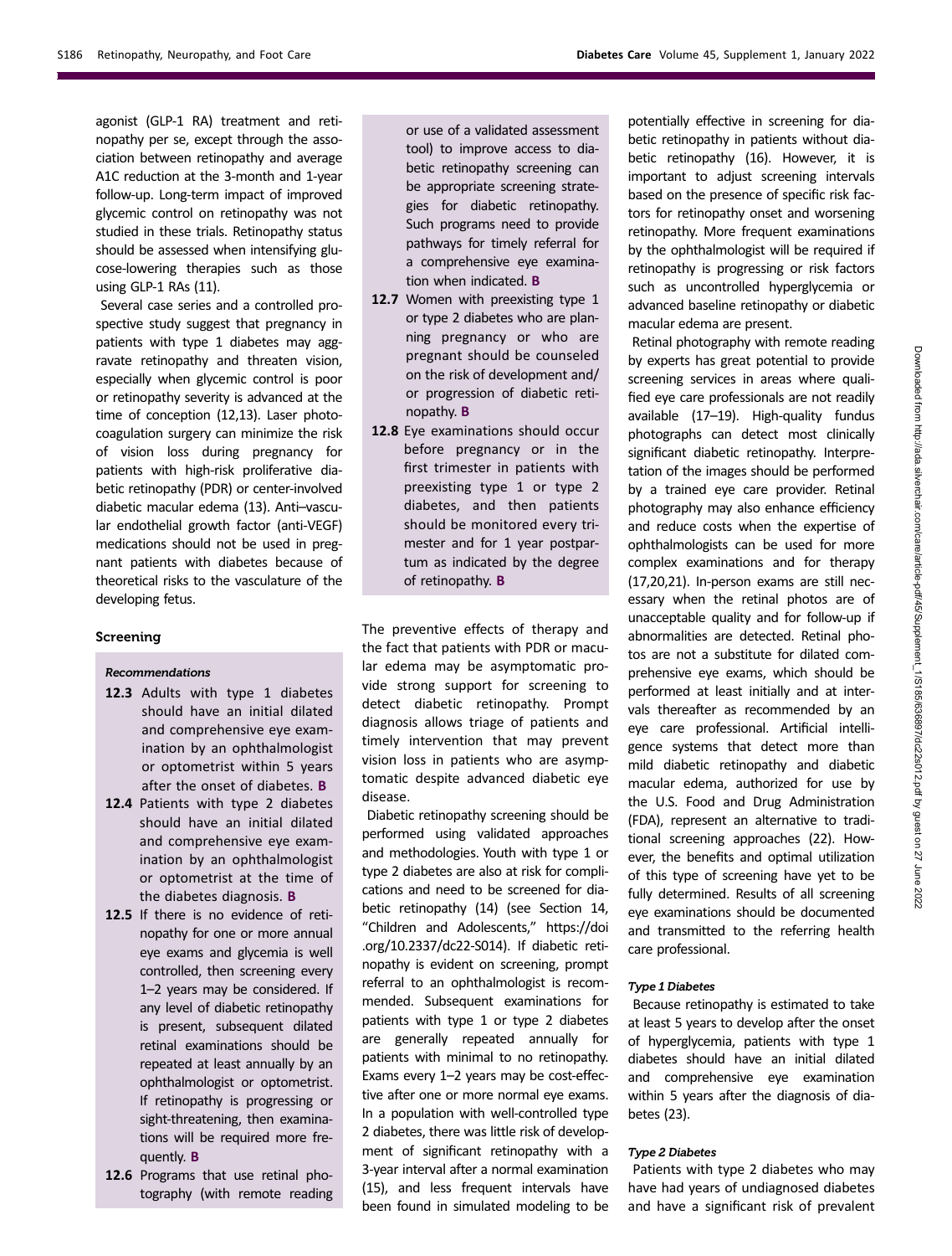agonist (GLP-1 RA) treatment and retinopathy per se, except through the association between retinopathy and average A1C reduction at the 3-month and 1-year follow-up. Long-term impact of improved glycemic control on retinopathy was not studied in these trials. Retinopathy status should be assessed when intensifying glucose-lowering therapies such as those using GLP-1 RAs (11).

Several case series and a controlled prospective study suggest that pregnancy in patients with type 1 diabetes may aggravate retinopathy and threaten vision, especially when glycemic control is poor or retinopathy severity is advanced at the time of conception (12,13). Laser photocoagulation surgery can minimize the risk of vision loss during pregnancy for patients with high-risk proliferative diabetic retinopathy (PDR) or center-involved diabetic macular edema (13). Anti–vascular endothelial growth factor (anti-VEGF) medications should not be used in pregnant patients with diabetes because of theoretical risks to the vasculature of the developing fetus.

## Screening

### *Recommendations*

- **12.3** Adults with type 1 diabetes should have an initial dilated and comprehensive eye examination by an ophthalmologist or optometrist within 5 years after the onset of diabetes. **B**
- **12.4** Patients with type 2 diabetes should have an initial dilated and comprehensive eye examination by an ophthalmologist or optometrist at the time of the diabetes diagnosis. **B**
- **12.5** If there is no evidence of retinopathy for one or more annual eye exams and glycemia is well controlled, then screening every 1–2 years may be considered. If any level of diabetic retinopathy is present, subsequent dilated retinal examinations should be repeated at least annually by an ophthalmologist or optometrist. If retinopathy is progressing or sight-threatening, then examinations will be required more frequently. **B**
- **12.6** Programs that use retinal photography (with remote reading or use of a validated assessment tool) to improve access to diabetic retinopathy screening can be appropriate screening strategies for diabetic retinopathy. Such programs need to provide pathways for timely referral for a comprehensive eye examination when indicated. **B**
- **12.7** Women with preexisting type 1 or type 2 diabetes who are planning pregnancy or who are pregnant should be counseled on the risk of development and/or progression of diabetic retinopathy. **B**
- **12.8** Eye examinations should occur before pregnancy or in the first trimester in patients with preexisting type 1 or type 2 diabetes, and then patients should be monitored every trimester and for 1 year postpartum as indicated by the degree of retinopathy. **B**

The preventive effects of therapy and the fact that patients with PDR or macular edema may be asymptomatic provide strong support for screening to detect diabetic retinopathy. Prompt diagnosis allows triage of patients and timely intervention that may prevent vision loss in patients who are asymptomatic despite advanced diabetic eye disease.

Diabetic retinopathy screening should be performed using validated approaches and methodologies. Youth with type 1 or type 2 diabetes are also at risk for complications and need to be screened for diabetic retinopathy (14) (see Section 14, "Children and Adolescents," https://doi.org/10.2337/dc22-S014). If diabetic retinopathy is evident on screening, prompt referral to an ophthalmologist is recommended. Subsequent examinations for patients with type 1 or type 2 diabetes are generally repeated annually for patients with minimal to no retinopathy. Exams every 1–2 years may be cost-effective after one or more normal eye exams. In a population with well-controlled type 2 diabetes, there was little risk of development of significant retinopathy with a 3-year interval after a normal examination (15), and less frequent intervals have been found in simulated modeling to be potentially effective in screening for diabetic retinopathy in patients without diabetic retinopathy (16). However, it is important to adjust screening intervals based on the presence of specific risk factors for retinopathy onset and worsening retinopathy. More frequent examinations by the ophthalmologist will be required if retinopathy is progressing or risk factors such as uncontrolled hyperglycemia or advanced baseline retinopathy or diabetic macular edema are present.

Retinal photography with remote reading by experts has great potential to provide screening services in areas where qualified eye care professionals are not readily available (17–19). High-quality fundus photographs can detect most clinically significant diabetic retinopathy. Interpretation of the images should be performed by a trained eye care provider. Retinal photography may also enhance efficiency and reduce costs when the expertise of ophthalmologists can be used for more complex examinations and for therapy (17,20,21). In-person exams are still necessary when the retinal photos are of unacceptable quality and for follow-up if abnormalities are detected. Retinal photos are not a substitute for dilated comprehensive eye exams, which should be performed at least initially and at intervals thereafter as recommended by an eye care professional. Artificial intelligence systems that detect more than mild diabetic retinopathy and diabetic macular edema, authorized for use by the U.S. Food and Drug Administration (FDA), represent an alternative to traditional screening approaches (22). However, the benefits and optimal utilization of this type of screening have yet to be fully determined. Results of all screening eye examinations should be documented and transmitted to the referring health care professional.

### *Type 1 Diabetes*

Because retinopathy is estimated to take at least 5 years to develop after the onset of hyperglycemia, patients with type 1 diabetes should have an initial dilated and comprehensive eye examination within 5 years after the diagnosis of diabetes (23).

### *Type 2 Diabetes*

Patients with type 2 diabetes who may have had years of undiagnosed diabetes and have a significant risk of prevalent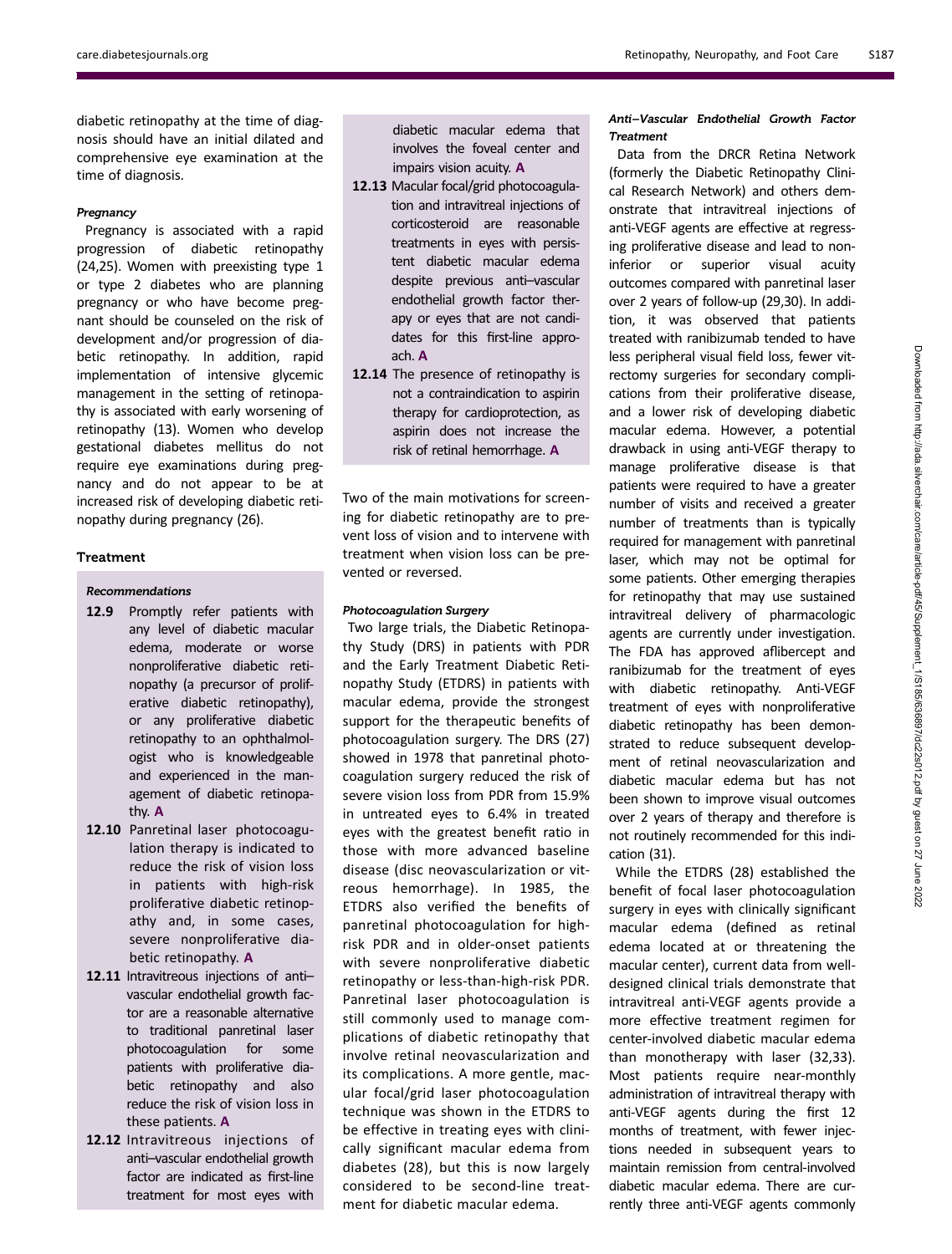diabetic retinopathy at the time of diagnosis should have an initial dilated and comprehensive eye examination at the time of diagnosis.

#### Pregnancy

Pregnancy is associated with a rapid progression of diabetic retinopathy (24,25). Women with preexisting type 1 or type 2 diabetes who are planning pregnancy or who have become pregnant should be counseled on the risk of development and/or progression of diabetic retinopathy. In addition, rapid implementation of intensive glycemic management in the setting of retinopathy is associated with early worsening of retinopathy (13). Women who develop gestational diabetes mellitus do not require eye examinations during pregnancy and do not appear to be at increased risk of developing diabetic retinopathy during pregnancy (26).

### Treatment

#### Recommendations

- **12.9** Promptly refer patients with any level of diabetic macular edema, moderate or worse nonproliferative diabetic retinopathy (a precursor of proliferative diabetic retinopathy), or any proliferative diabetic retinopathy to an ophthalmologist who is knowledgeable and experienced in the management of diabetic retinopathy. **A**
- **12.10** Panretinal laser photocoagulation therapy is indicated to reduce the risk of vision loss in patients with high-risk proliferative diabetic retinopathy and, in some cases, severe nonproliferative diabetic retinopathy. **A**
- **12.11** Intravitreous injections of anti–vascular endothelial growth factor are a reasonable alternative to traditional panretinal laser photocoagulation for some patients with proliferative diabetic retinopathy and also reduce the risk of vision loss in these patients. **A**
- **12.12** Intravitreous injections of anti–vascular endothelial growth factor are indicated as first-line treatment for most eyes with diabetic macular edema that involves the foveal center and impairs vision acuity. **A**
- **12.13** Macular focal/grid photocoagulation and intravitreal injections of corticosteroid are reasonable treatments in eyes with persistent diabetic macular edema despite previous anti–vascular endothelial growth factor therapy or eyes that are not candidates for this first-line approach. **A**
- **12.14** The presence of retinopathy is not a contraindication to aspirin therapy for cardioprotection, as aspirin does not increase the risk of retinal hemorrhage. **A**

Two of the main motivations for screening for diabetic retinopathy are to prevent loss of vision and to intervene with treatment when vision loss can be prevented or reversed.

#### Photocoagulation Surgery

Two large trials, the Diabetic Retinopathy Study (DRS) in patients with PDR and the Early Treatment Diabetic Retinopathy Study (ETDRS) in patients with macular edema, provide the strongest support for the therapeutic benefits of photocoagulation surgery. The DRS (27) showed in 1978 that panretinal photocoagulation surgery reduced the risk of severe vision loss from PDR from 15.9% in untreated eyes to 6.4% in treated eyes with the greatest benefit ratio in those with more advanced baseline disease (disc neovascularization or vitreous hemorrhage). In 1985, the ETDRS also verified the benefits of panretinal photocoagulation for high-risk PDR and in older-onset patients with severe nonproliferative diabetic retinopathy or less-than-high-risk PDR. Panretinal laser photocoagulation is still commonly used to manage complications of diabetic retinopathy that involve retinal neovascularization and its complications. A more gentle, macular focal/grid laser photocoagulation technique was shown in the ETDRS to be effective in treating eyes with clinically significant macular edema from diabetes (28), but this is now largely considered to be second-line treatment for diabetic macular edema.

#### Anti–Vascular Endothelial Growth Factor Treatment

Data from the DRCR Retina Network (formerly the Diabetic Retinopathy Clinical Research Network) and others demonstrate that intravitreal injections of anti-VEGF agents are effective at regressing proliferative disease and lead to noninferior or superior visual acuity outcomes compared with panretinal laser over 2 years of follow-up (29,30). In addition, it was observed that patients treated with ranibizumab tended to have less peripheral visual field loss, fewer vitrectomy surgeries for secondary complications from their proliferative disease, and a lower risk of developing diabetic macular edema. However, a potential drawback in using anti-VEGF therapy to manage proliferative disease is that patients were required to have a greater number of visits and received a greater number of treatments than is typically required for management with panretinal laser, which may not be optimal for some patients. Other emerging therapies for retinopathy that may use sustained intravitreal delivery of pharmacologic agents are currently under investigation. The FDA has approved aflibercept and ranibizumab for the treatment of eyes with diabetic retinopathy. Anti-VEGF treatment of eyes with nonproliferative diabetic retinopathy has been demonstrated to reduce subsequent development of retinal neovascularization and diabetic macular edema but has not been shown to improve visual outcomes over 2 years of therapy and therefore is not routinely recommended for this indication (31).

While the ETDRS (28) established the benefit of focal laser photocoagulation surgery in eyes with clinically significant macular edema (defined as retinal edema located at or threatening the macular center), current data from well-designed clinical trials demonstrate that intravitreal anti-VEGF agents provide a more effective treatment regimen for center-involved diabetic macular edema than monotherapy with laser (32,33). Most patients require near-monthly administration of intravitreal therapy with anti-VEGF agents during the first 12 months of treatment, with fewer injections needed in subsequent years to maintain remission from central-involved diabetic macular edema. There are currently three anti-VEGF agents commonly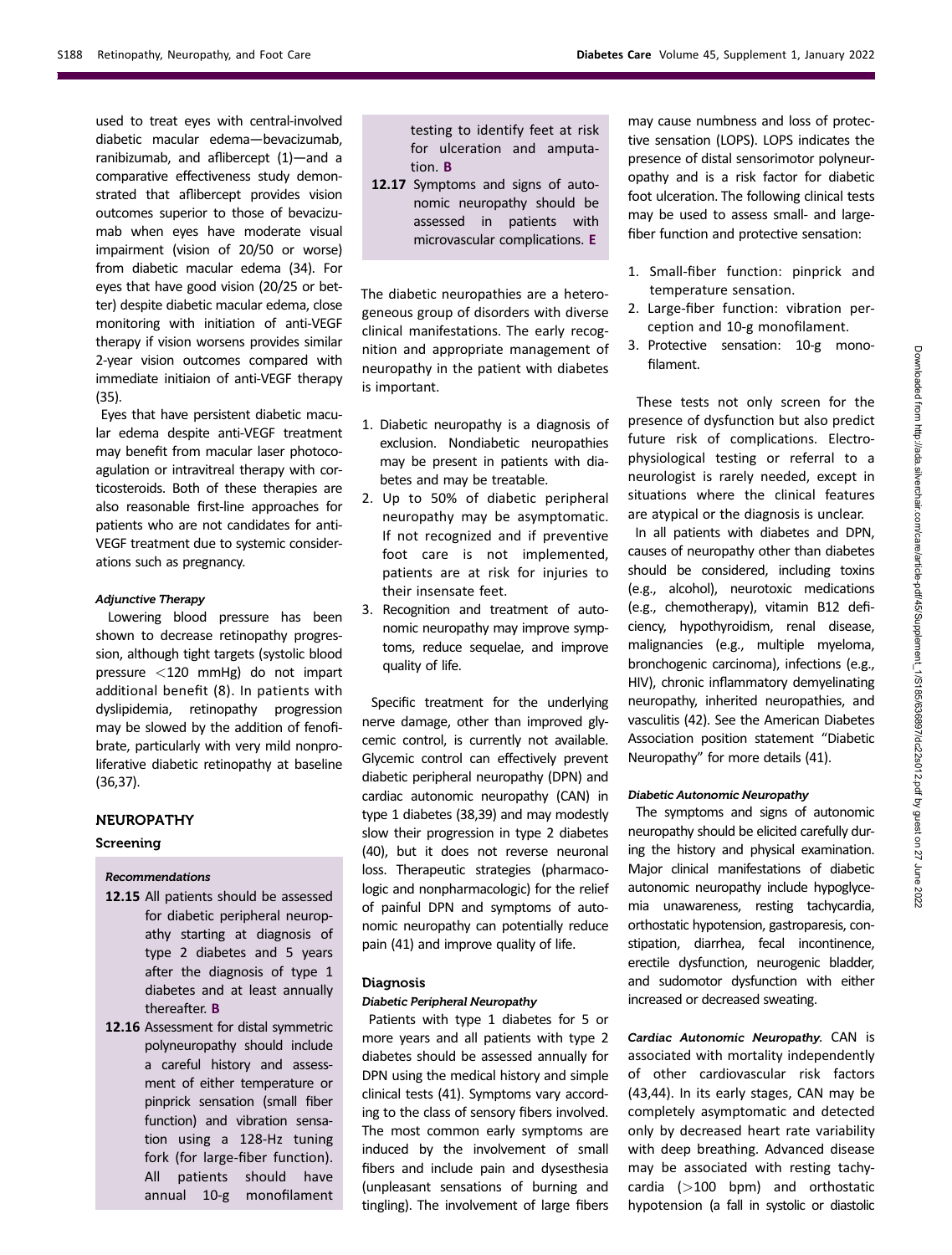used to treat eyes with central-involved diabetic macular edema—bevacizumab, ranibizumab, and aflibercept (1)—and a comparative effectiveness study demonstrated that aflibercept provides vision outcomes superior to those of bevacizumab when eyes have moderate visual impairment (vision of 20/50 or worse) from diabetic macular edema (34). For eyes that have good vision (20/25 or better) despite diabetic macular edema, close monitoring with initiation of anti-VEGF therapy if vision worsens provides similar 2-year vision outcomes compared with immediate initiaion of anti-VEGF therapy (35).

Eyes that have persistent diabetic macular edema despite anti-VEGF treatment may benefit from macular laser photocoagulation or intravitreal therapy with corticosteroids. Both of these therapies are also reasonable first-line approaches for patients who are not candidates for anti-VEGF treatment due to systemic considerations such as pregnancy.

#### *Adjunctive Therapy*

Lowering blood pressure has been shown to decrease retinopathy progression, although tight targets (systolic blood pressure <120 mmHg) do not impart additional benefit (8). In patients with dyslipidemia, retinopathy progression may be slowed by the addition of fenofibrate, particularly with very mild nonproliferative diabetic retinopathy at baseline (36,37).

## NEUROPATHY

### Screening

#### *Recommendations*

**12.15** All patients should be assessed for diabetic peripheral neuropathy starting at diagnosis of type 2 diabetes and 5 years after the diagnosis of type 1 diabetes and at least annually thereafter. **B**

**12.16** Assessment for distal symmetric polyneuropathy should include a careful history and assessment of either temperature or pinprick sensation (small fiber function) and vibration sensation using a 128-Hz tuning fork (for large-fiber function). All patients should have annual 10-g monofilament testing to identify feet at risk for ulceration and amputation. **B**

**12.17** Symptoms and signs of autonomic neuropathy should be assessed in patients with microvascular complications. **E**

The diabetic neuropathies are a heterogeneous group of disorders with diverse clinical manifestations. The early recognition and appropriate management of neuropathy in the patient with diabetes is important.

1. Diabetic neuropathy is a diagnosis of exclusion. Nondiabetic neuropathies may be present in patients with diabetes and may be treatable.
2. Up to 50% of diabetic peripheral neuropathy may be asymptomatic. If not recognized and if preventive foot care is not implemented, patients are at risk for injuries to their insensate feet.
3. Recognition and treatment of autonomic neuropathy may improve symptoms, reduce sequelae, and improve quality of life.

Specific treatment for the underlying nerve damage, other than improved glycemic control, is currently not available. Glycemic control can effectively prevent diabetic peripheral neuropathy (DPN) and cardiac autonomic neuropathy (CAN) in type 1 diabetes (38,39) and may modestly slow their progression in type 2 diabetes (40), but it does not reverse neuronal loss. Therapeutic strategies (pharmacologic and nonpharmacologic) for the relief of painful DPN and symptoms of autonomic neuropathy can potentially reduce pain (41) and improve quality of life.

### Diagnosis

#### *Diabetic Peripheral Neuropathy*

Patients with type 1 diabetes for 5 or more years and all patients with type 2 diabetes should be assessed annually for DPN using the medical history and simple clinical tests (41). Symptoms vary according to the class of sensory fibers involved. The most common early symptoms are induced by the involvement of small fibers and include pain and dysesthesia (unpleasant sensations of burning and tingling). The involvement of large fibers may cause numbness and loss of protective sensation (LOPS). LOPS indicates the presence of distal sensorimotor polyneuropathy and is a risk factor for diabetic foot ulceration. The following clinical tests may be used to assess small- and large-fiber function and protective sensation:

1. Small-fiber function: pinprick and temperature sensation.
2. Large-fiber function: vibration perception and 10-g monofilament.
3. Protective sensation: 10-g monofilament.

These tests not only screen for the presence of dysfunction but also predict future risk of complications. Electrophysiological testing or referral to a neurologist is rarely needed, except in situations where the clinical features are atypical or the diagnosis is unclear.

In all patients with diabetes and DPN, causes of neuropathy other than diabetes should be considered, including toxins (e.g., alcohol), neurotoxic medications (e.g., chemotherapy), vitamin B12 deficiency, hypothyroidism, renal disease, malignancies (e.g., multiple myeloma, bronchogenic carcinoma), infections (e.g., HIV), chronic inflammatory demyelinating neuropathy, inherited neuropathies, and vasculitis (42). See the American Diabetes Association position statement "Diabetic Neuropathy" for more details (41).

#### *Diabetic Autonomic Neuropathy*

The symptoms and signs of autonomic neuropathy should be elicited carefully during the history and physical examination. Major clinical manifestations of diabetic autonomic neuropathy include hypoglycemia unawareness, resting tachycardia, orthostatic hypotension, gastroparesis, constipation, diarrhea, fecal incontinence, erectile dysfunction, neurogenic bladder, and sudomotor dysfunction with either increased or decreased sweating.

***Cardiac Autonomic Neuropathy.*** CAN is associated with mortality independently of other cardiovascular risk factors (43,44). In its early stages, CAN may be completely asymptomatic and detected only by decreased heart rate variability with deep breathing. Advanced disease may be associated with resting tachycardia (>100 bpm) and orthostatic hypotension (a fall in systolic or diastolic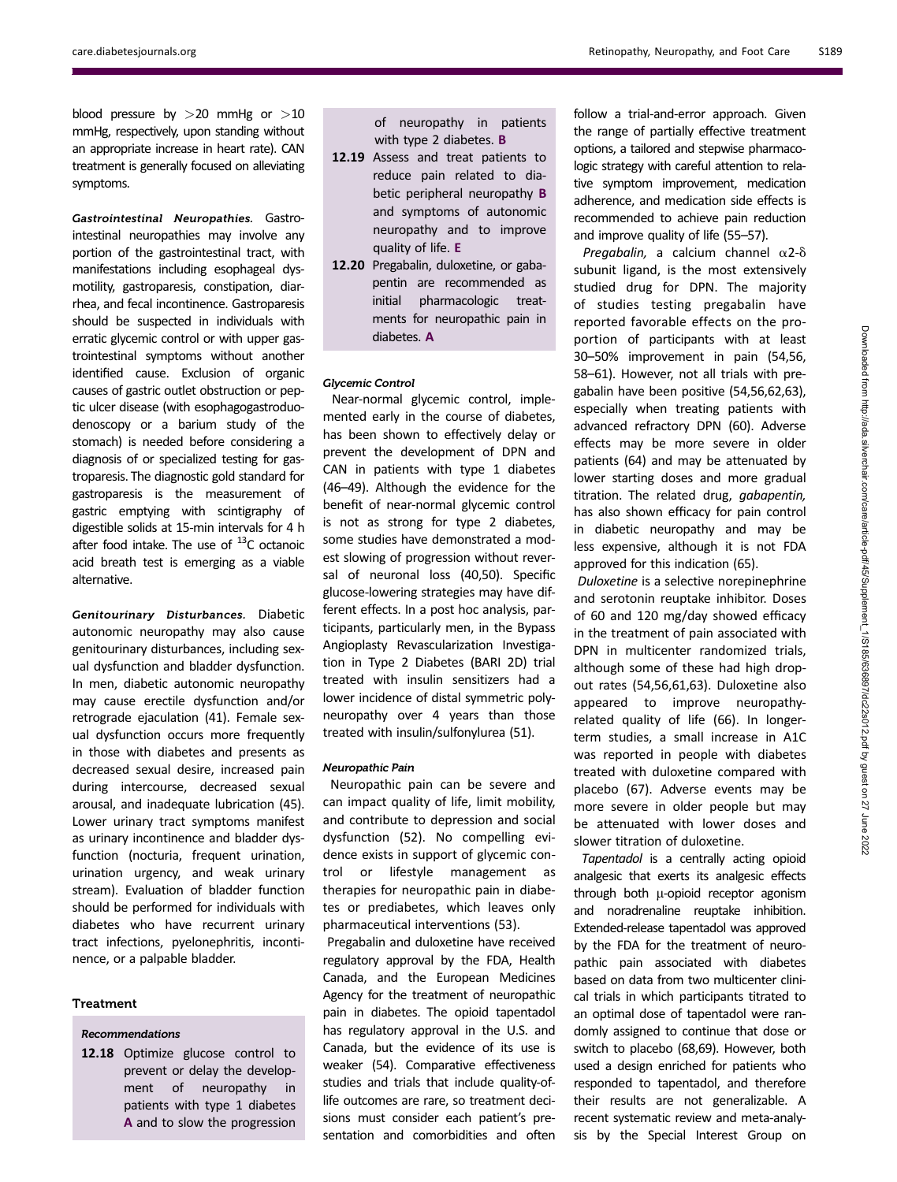blood pressure by >20 mmHg or >10 mmHg, respectively, upon standing without an appropriate increase in heart rate). CAN treatment is generally focused on alleviating symptoms.

***Gastrointestinal Neuropathies.*** Gastrointestinal neuropathies may involve any portion of the gastrointestinal tract, with manifestations including esophageal dysmotility, gastroparesis, constipation, diarrhea, and fecal incontinence. Gastroparesis should be suspected in individuals with erratic glycemic control or with upper gastrointestinal symptoms without another identified cause. Exclusion of organic causes of gastric outlet obstruction or peptic ulcer disease (with esophagogastroduodenoscopy or a barium study of the stomach) is needed before considering a diagnosis of or specialized testing for gastroparesis. The diagnostic gold standard for gastroparesis is the measurement of gastric emptying with scintigraphy of digestible solids at 15-min intervals for 4 h after food intake. The use of $^{13}$C octanoic acid breath test is emerging as a viable alternative.

***Genitourinary Disturbances.*** Diabetic autonomic neuropathy may also cause genitourinary disturbances, including sexual dysfunction and bladder dysfunction. In men, diabetic autonomic neuropathy may cause erectile dysfunction and/or retrograde ejaculation (41). Female sexual dysfunction occurs more frequently in those with diabetes and presents as decreased sexual desire, increased pain during intercourse, decreased sexual arousal, and inadequate lubrication (45). Lower urinary tract symptoms manifest as urinary incontinence and bladder dysfunction (nocturia, frequent urination, urination urgency, and weak urinary stream). Evaluation of bladder function should be performed for individuals with diabetes who have recurrent urinary tract infections, pyelonephritis, incontinence, or a palpable bladder.

## Treatment

### *Recommendations*

**12.18** Optimize glucose control to prevent or delay the development of neuropathy in patients with type 1 diabetes **A** and to slow the progression of neuropathy in patients with type 2 diabetes. **B**

**12.19** Assess and treat patients to reduce pain related to diabetic peripheral neuropathy **B** and symptoms of autonomic neuropathy and to improve quality of life. **E**

**12.20** Pregabalin, duloxetine, or gabapentin are recommended as initial pharmacologic treatments for neuropathic pain in diabetes. **A**

### *Glycemic Control*

Near-normal glycemic control, implemented early in the course of diabetes, has been shown to effectively delay or prevent the development of DPN and CAN in patients with type 1 diabetes (46–49). Although the evidence for the benefit of near-normal glycemic control is not as strong for type 2 diabetes, some studies have demonstrated a modest slowing of progression without reversal of neuronal loss (40,50). Specific glucose-lowering strategies may have different effects. In a post hoc analysis, participants, particularly men, in the Bypass Angioplasty Revascularization Investigation in Type 2 Diabetes (BARI 2D) trial treated with insulin sensitizers had a lower incidence of distal symmetric polyneuropathy over 4 years than those treated with insulin/sulfonylurea (51).

### *Neuropathic Pain*

Neuropathic pain can be severe and can impact quality of life, limit mobility, and contribute to depression and social dysfunction (52). No compelling evidence exists in support of glycemic control or lifestyle management as therapies for neuropathic pain in diabetes or prediabetes, which leaves only pharmaceutical interventions (53).

Pregabalin and duloxetine have received regulatory approval by the FDA, Health Canada, and the European Medicines Agency for the treatment of neuropathic pain in diabetes. The opioid tapentadol has regulatory approval in the U.S. and Canada, but the evidence of its use is weaker (54). Comparative effectiveness studies and trials that include quality-of-life outcomes are rare, so treatment decisions must consider each patient's presentation and comorbidities and often follow a trial-and-error approach. Given the range of partially effective treatment options, a tailored and stepwise pharmacologic strategy with careful attention to relative symptom improvement, medication adherence, and medication side effects is recommended to achieve pain reduction and improve quality of life (55–57).

*Pregabalin,* a calcium channel $\alpha 2$-$\delta$ subunit ligand, is the most extensively studied drug for DPN. The majority of studies testing pregabalin have reported favorable effects on the proportion of participants with at least 30–50% improvement in pain (54,56,58–61). However, not all trials with pregabalin have been positive (54,56,62,63), especially when treating patients with advanced refractory DPN (60). Adverse effects may be more severe in older patients (64) and may be attenuated by lower starting doses and more gradual titration. The related drug, *gabapentin,* has also shown efficacy for pain control in diabetic neuropathy and may be less expensive, although it is not FDA approved for this indication (65).

*Duloxetine* is a selective norepinephrine and serotonin reuptake inhibitor. Doses of 60 and 120 mg/day showed efficacy in the treatment of pain associated with DPN in multicenter randomized trials, although some of these had high dropout rates (54,56,61,63). Duloxetine also appeared to improve neuropathy-related quality of life (66). In longer-term studies, a small increase in A1C was reported in people with diabetes treated with duloxetine compared with placebo (67). Adverse events may be more severe in older people but may be attenuated with lower doses and slower titration of duloxetine.

*Tapentadol* is a centrally acting opioid analgesic that exerts its analgesic effects through both $\mu$-opioid receptor agonism and noradrenaline reuptake inhibition. Extended-release tapentadol was approved by the FDA for the treatment of neuropathic pain associated with diabetes based on data from two multicenter clinical trials in which participants titrated to an optimal dose of tapentadol were randomly assigned to continue that dose or switch to placebo (68,69). However, both used a design enriched for patients who responded to tapentadol, and therefore their results are not generalizable. A recent systematic review and meta-analysis by the Special Interest Group on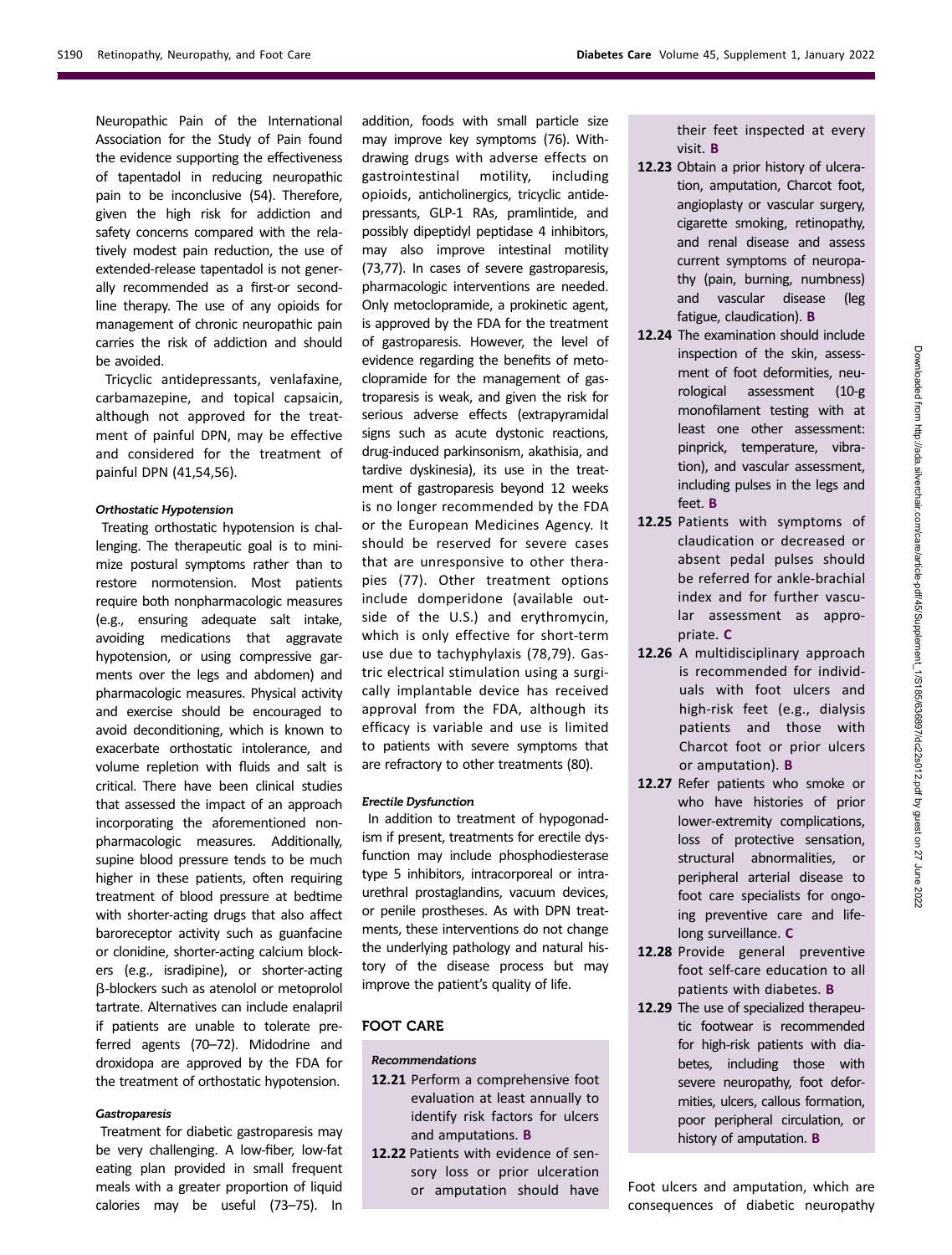Neuropathic Pain of the International Association for the Study of Pain found the evidence supporting the effectiveness of tapentadol in reducing neuropathic pain to be inconclusive (54). Therefore, given the high risk for addiction and safety concerns compared with the relatively modest pain reduction, the use of extended-release tapentadol is not generally recommended as a first-or second-line therapy. The use of any opioids for management of chronic neuropathic pain carries the risk of addiction and should be avoided.

Tricyclic antidepressants, venlafaxine, carbamazepine, and topical capsaicin, although not approved for the treatment of painful DPN, may be effective and considered for the treatment of painful DPN (41,54,56).

#### *Orthostatic Hypotension*

Treating orthostatic hypotension is challenging. The therapeutic goal is to minimize postural symptoms rather than to restore normotension. Most patients require both nonpharmacologic measures (e.g., ensuring adequate salt intake, avoiding medications that aggravate hypotension, or using compressive garments over the legs and abdomen) and pharmacologic measures. Physical activity and exercise should be encouraged to avoid deconditioning, which is known to exacerbate orthostatic intolerance, and volume repletion with fluids and salt is critical. There have been clinical studies that assessed the impact of an approach incorporating the aforementioned nonpharmacologic measures. Additionally, supine blood pressure tends to be much higher in these patients, often requiring treatment of blood pressure at bedtime with shorter-acting drugs that also affect baroreceptor activity such as guanfacine or clonidine, shorter-acting calcium blockers (e.g., isradipine), or shorter-acting β-blockers such as atenolol or metoprolol tartrate. Alternatives can include enalapril if patients are unable to tolerate preferred agents (70–72). Midodrine and droxidopa are approved by the FDA for the treatment of orthostatic hypotension.

#### *Gastroparesis*

Treatment for diabetic gastroparesis may be very challenging. A low-fiber, low-fat eating plan provided in small frequent meals with a greater proportion of liquid calories may be useful (73–75). In addition, foods with small particle size may improve key symptoms (76). Withdrawing drugs with adverse effects on gastrointestinal motility, including opioids, anticholinergics, tricyclic antidepressants, GLP-1 RAs, pramlintide, and possibly dipeptidyl peptidase 4 inhibitors, may also improve intestinal motility (73,77). In cases of severe gastroparesis, pharmacologic interventions are needed. Only metoclopramide, a prokinetic agent, is approved by the FDA for the treatment of gastroparesis. However, the level of evidence regarding the benefits of metoclopramide for the management of gastroparesis is weak, and given the risk for serious adverse effects (extrapyramidal signs such as acute dystonic reactions, drug-induced parkinsonism, akathisia, and tardive dyskinesia), its use in the treatment of gastroparesis beyond 12 weeks is no longer recommended by the FDA or the European Medicines Agency. It should be reserved for severe cases that are unresponsive to other therapies (77). Other treatment options include domperidone (available outside of the U.S.) and erythromycin, which is only effective for short-term use due to tachyphylaxis (78,79). Gastric electrical stimulation using a surgically implantable device has received approval from the FDA, although its efficacy is variable and use is limited to patients with severe symptoms that are refractory to other treatments (80).

#### *Erectile Dysfunction*

In addition to treatment of hypogonadism if present, treatments for erectile dysfunction may include phosphodiesterase type 5 inhibitors, intracorporeal or intraurethral prostaglandins, vacuum devices, or penile prostheses. As with DPN treatments, these interventions do not change the underlying pathology and natural history of the disease process but may improve the patient's quality of life.

## FOOT CARE

#### *Recommendations*

- **12.21** Perform a comprehensive foot evaluation at least annually to identify risk factors for ulcers and amputations. **B**
- **12.22** Patients with evidence of sensory loss or prior ulceration or amputation should have their feet inspected at every visit. **B**
- **12.23** Obtain a prior history of ulceration, amputation, Charcot foot, angioplasty or vascular surgery, cigarette smoking, retinopathy, and renal disease and assess current symptoms of neuropathy (pain, burning, numbness) and vascular disease (leg fatigue, claudication). **B**
- **12.24** The examination should include inspection of the skin, assessment of foot deformities, neurological assessment (10-g monofilament testing with at least one other assessment: pinprick, temperature, vibration), and vascular assessment, including pulses in the legs and feet. **B**
- **12.25** Patients with symptoms of claudication or decreased or absent pedal pulses should be referred for ankle-brachial index and for further vascular assessment as appropriate. **C**
- **12.26** A multidisciplinary approach is recommended for individuals with foot ulcers and high-risk feet (e.g., dialysis patients and those with Charcot foot or prior ulcers or amputation). **B**
- **12.27** Refer patients who smoke or who have histories of prior lower-extremity complications, loss of protective sensation, structural abnormalities, or peripheral arterial disease to foot care specialists for ongoing preventive care and lifelong surveillance. **C**
- **12.28** Provide general preventive foot self-care education to all patients with diabetes. **B**
- **12.29** The use of specialized therapeutic footwear is recommended for high-risk patients with diabetes, including those with severe neuropathy, foot deformities, ulcers, callous formation, poor peripheral circulation, or history of amputation. **B**

Foot ulcers and amputation, which are consequences of diabetic neuropathy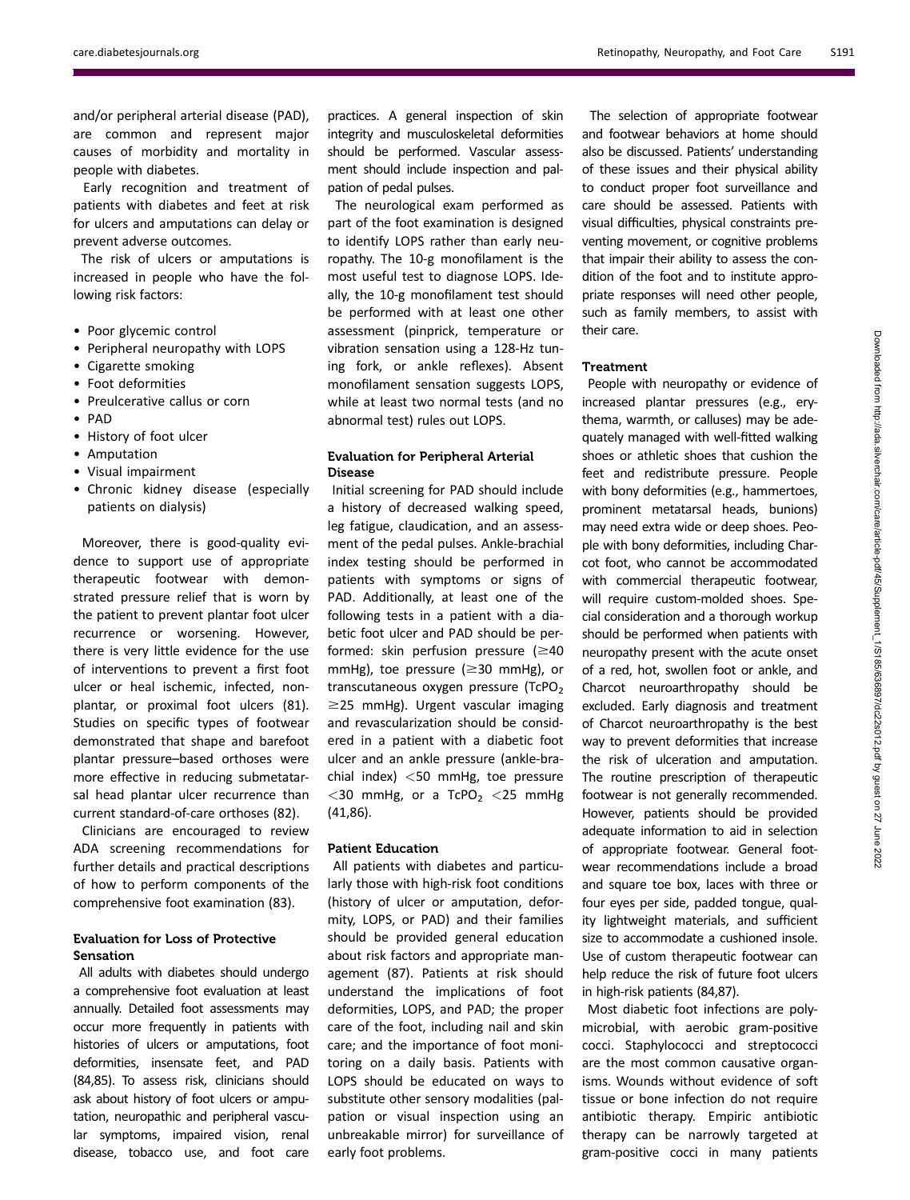and/or peripheral arterial disease (PAD), are common and represent major causes of morbidity and mortality in people with diabetes.

Early recognition and treatment of patients with diabetes and feet at risk for ulcers and amputations can delay or prevent adverse outcomes.

The risk of ulcers or amputations is increased in people who have the following risk factors:

- Poor glycemic control
- Peripheral neuropathy with LOPS
- Cigarette smoking
- Foot deformities
- Preulcerative callus or corn
- PAD
- History of foot ulcer
- Amputation
- Visual impairment
- Chronic kidney disease (especially patients on dialysis)

Moreover, there is good-quality evidence to support use of appropriate therapeutic footwear with demonstrated pressure relief that is worn by the patient to prevent plantar foot ulcer recurrence or worsening. However, there is very little evidence for the use of interventions to prevent a first foot ulcer or heal ischemic, infected, nonplantar, or proximal foot ulcers (81). Studies on specific types of footwear demonstrated that shape and barefoot plantar pressure–based orthoses were more effective in reducing submetatarsal head plantar ulcer recurrence than current standard-of-care orthoses (82).

Clinicians are encouraged to review ADA screening recommendations for further details and practical descriptions of how to perform components of the comprehensive foot examination (83).

### Evaluation for Loss of Protective Sensation

All adults with diabetes should undergo a comprehensive foot evaluation at least annually. Detailed foot assessments may occur more frequently in patients with histories of ulcers or amputations, foot deformities, insensate feet, and PAD (84,85). To assess risk, clinicians should ask about history of foot ulcers or amputation, neuropathic and peripheral vascular symptoms, impaired vision, renal disease, tobacco use, and foot care practices. A general inspection of skin integrity and musculoskeletal deformities should be performed. Vascular assessment should include inspection and palpation of pedal pulses.

The neurological exam performed as part of the foot examination is designed to identify LOPS rather than early neuropathy. The 10-g monofilament is the most useful test to diagnose LOPS. Ideally, the 10-g monofilament test should be performed with at least one other assessment (pinprick, temperature or vibration sensation using a 128-Hz tuning fork, or ankle reflexes). Absent monofilament sensation suggests LOPS, while at least two normal tests (and no abnormal test) rules out LOPS.

### Evaluation for Peripheral Arterial Disease

Initial screening for PAD should include a history of decreased walking speed, leg fatigue, claudication, and an assessment of the pedal pulses. Ankle-brachial index testing should be performed in patients with symptoms or signs of PAD. Additionally, at least one of the following tests in a patient with a diabetic foot ulcer and PAD should be performed: skin perfusion pressure ($\geq$40 mmHg), toe pressure ($\geq$30 mmHg), or transcutaneous oxygen pressure ($TcPO_2$ $\geq$25 mmHg). Urgent vascular imaging and revascularization should be considered in a patient with a diabetic foot ulcer and an ankle pressure (ankle-brachial index) $<$50 mmHg, toe pressure $<$30 mmHg, or a $TcPO_2$ $<$25 mmHg (41,86).

### Patient Education

All patients with diabetes and particularly those with high-risk foot conditions (history of ulcer or amputation, deformity, LOPS, or PAD) and their families should be provided general education about risk factors and appropriate management (87). Patients at risk should understand the implications of foot deformities, LOPS, and PAD; the proper care of the foot, including nail and skin care; and the importance of foot monitoring on a daily basis. Patients with LOPS should be educated on ways to substitute other sensory modalities (palpation or visual inspection using an unbreakable mirror) for surveillance of early foot problems.

The selection of appropriate footwear and footwear behaviors at home should also be discussed. Patients' understanding of these issues and their physical ability to conduct proper foot surveillance and care should be assessed. Patients with visual difficulties, physical constraints preventing movement, or cognitive problems that impair their ability to assess the condition of the foot and to institute appropriate responses will need other people, such as family members, to assist with their care.

### Treatment

People with neuropathy or evidence of increased plantar pressures (e.g., erythema, warmth, or calluses) may be adequately managed with well-fitted walking shoes or athletic shoes that cushion the feet and redistribute pressure. People with bony deformities (e.g., hammertoes, prominent metatarsal heads, bunions) may need extra wide or deep shoes. People with bony deformities, including Charcot foot, who cannot be accommodated with commercial therapeutic footwear, will require custom-molded shoes. Special consideration and a thorough workup should be performed when patients with neuropathy present with the acute onset of a red, hot, swollen foot or ankle, and Charcot neuroarthropathy should be excluded. Early diagnosis and treatment of Charcot neuroarthropathy is the best way to prevent deformities that increase the risk of ulceration and amputation. The routine prescription of therapeutic footwear is not generally recommended. However, patients should be provided adequate information to aid in selection of appropriate footwear. General footwear recommendations include a broad and square toe box, laces with three or four eyes per side, padded tongue, quality lightweight materials, and sufficient size to accommodate a cushioned insole. Use of custom therapeutic footwear can help reduce the risk of future foot ulcers in high-risk patients (84,87).

Most diabetic foot infections are polymicrobial, with aerobic gram-positive cocci. Staphylococci and streptococci are the most common causative organisms. Wounds without evidence of soft tissue or bone infection do not require antibiotic therapy. Empiric antibiotic therapy can be narrowly targeted at gram-positive cocci in many patients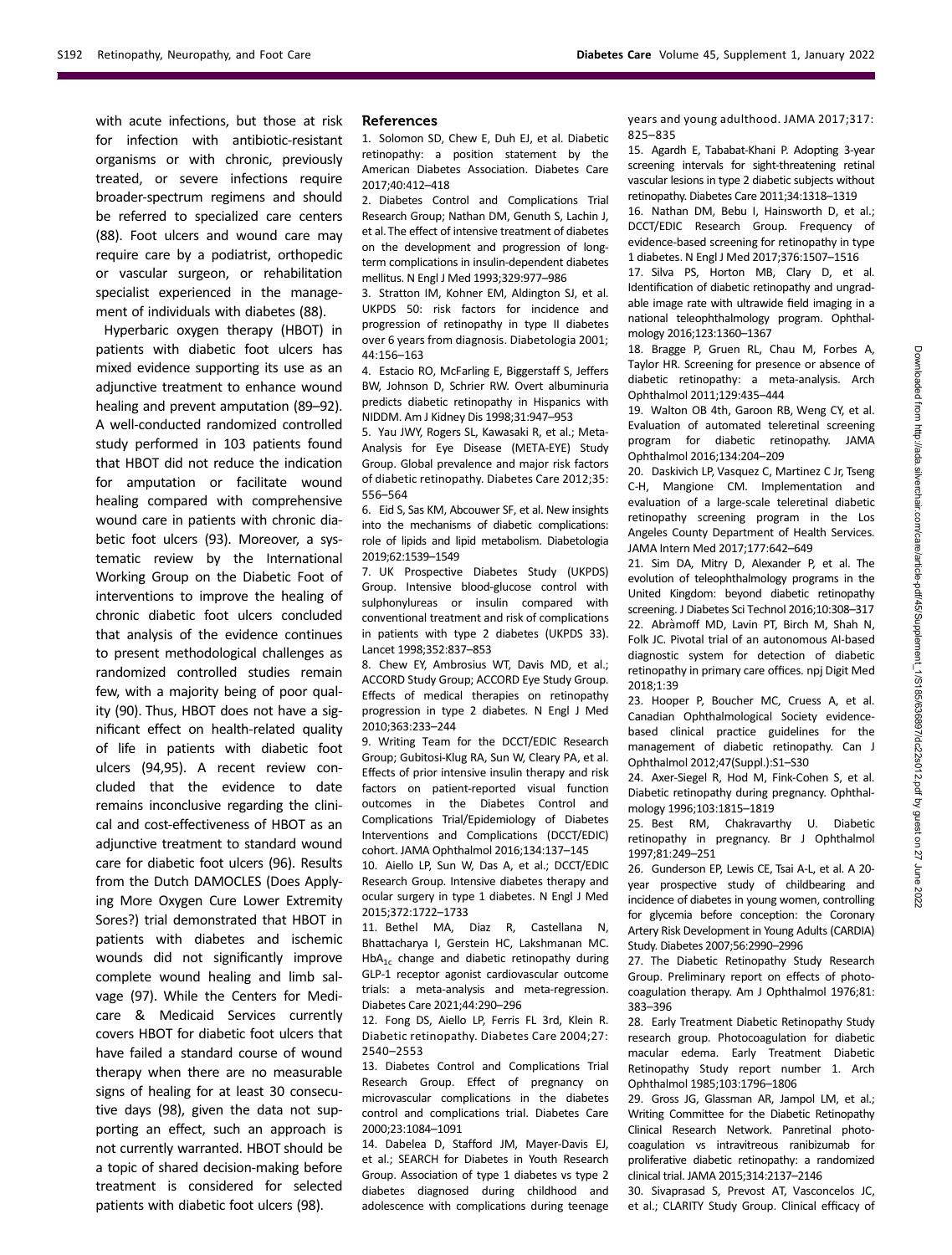with acute infections, but those at risk for infection with antibiotic-resistant organisms or with chronic, previously treated, or severe infections require broader-spectrum regimens and should be referred to specialized care centers (88). Foot ulcers and wound care may require care by a podiatrist, orthopedic or vascular surgeon, or rehabilitation specialist experienced in the management of individuals with diabetes (88).

Hyperbaric oxygen therapy (HBOT) in patients with diabetic foot ulcers has mixed evidence supporting its use as an adjunctive treatment to enhance wound healing and prevent amputation (89–92). A well-conducted randomized controlled study performed in 103 patients found that HBOT did not reduce the indication for amputation or facilitate wound healing compared with comprehensive wound care in patients with chronic diabetic foot ulcers (93). Moreover, a systematic review by the International Working Group on the Diabetic Foot of interventions to improve the healing of chronic diabetic foot ulcers concluded that analysis of the evidence continues to present methodological challenges as randomized controlled studies remain few, with a majority being of poor quality (90). Thus, HBOT does not have a significant effect on health-related quality of life in patients with diabetic foot ulcers (94,95). A recent review concluded that the evidence to date remains inconclusive regarding the clinical and cost-effectiveness of HBOT as an adjunctive treatment to standard wound care for diabetic foot ulcers (96). Results from the Dutch DAMOCLES (Does Applying More Oxygen Cure Lower Extremity Sores?) trial demonstrated that HBOT in patients with diabetes and ischemic wounds did not significantly improve complete wound healing and limb salvage (97). While the Centers for Medicare & Medicaid Services currently covers HBOT for diabetic foot ulcers that have failed a standard course of wound therapy when there are no measurable signs of healing for at least 30 consecutive days (98), given the data not supporting an effect, such an approach is not currently warranted. HBOT should be a topic of shared decision-making before treatment is considered for selected patients with diabetic foot ulcers (98).

## References

1. Solomon SD, Chew E, Duh EJ, et al. Diabetic retinopathy: a position statement by the American Diabetes Association. Diabetes Care 2017;40:412–418
2. Diabetes Control and Complications Trial Research Group; Nathan DM, Genuth S, Lachin J, et al. The effect of intensive treatment of diabetes on the development and progression of long-term complications in insulin-dependent diabetes mellitus. N Engl J Med 1993;329:977–986
3. Stratton IM, Kohner EM, Aldington SJ, et al. UKPDS 50: risk factors for incidence and progression of retinopathy in type II diabetes over 6 years from diagnosis. Diabetologia 2001; 44:156–163
4. Estacio RO, McFarling E, Biggerstaff S, Jeffers BW, Johnson D, Schrier RW. Overt albuminuria predicts diabetic retinopathy in Hispanics with NIDDM. Am J Kidney Dis 1998;31:947–953
5. Yau JWY, Rogers SL, Kawasaki R, et al.; Meta-Analysis for Eye Disease (META-EYE) Study Group. Global prevalence and major risk factors of diabetic retinopathy. Diabetes Care 2012;35: 556–564
6. Eid S, Sas KM, Abcouwer SF, et al. New insights into the mechanisms of diabetic complications: role of lipids and lipid metabolism. Diabetologia 2019;62:1539–1549
7. UK Prospective Diabetes Study (UKPDS) Group. Intensive blood-glucose control with sulphonylureas or insulin compared with conventional treatment and risk of complications in patients with type 2 diabetes (UKPDS 33). Lancet 1998;352:837–853
8. Chew EY, Ambrosius WT, Davis MD, et al.; ACCORD Study Group; ACCORD Eye Study Group. Effects of medical therapies on retinopathy progression in type 2 diabetes. N Engl J Med 2010;363:233–244
9. Writing Team for the DCCT/EDIC Research Group; Gubitosi-Klug RA, Sun W, Cleary PA, et al. Effects of prior intensive insulin therapy and risk factors on patient-reported visual function outcomes in the Diabetes Control and Complications Trial/Epidemiology of Diabetes Interventions and Complications (DCCT/EDIC) cohort. JAMA Ophthalmol 2016;134:137–145
10. Aiello LP, Sun W, Das A, et al.; DCCT/EDIC Research Group. Intensive diabetes therapy and ocular surgery in type 1 diabetes. N Engl J Med 2015;372:1722–1733
11. Bethel MA, Diaz R, Castellana N, Bhattacharya I, Gerstein HC, Lakshmanan MC. $HbA_{1c}$ change and diabetic retinopathy during GLP-1 receptor agonist cardiovascular outcome trials: a meta-analysis and meta-regression. Diabetes Care 2021;44:290–296
12. Fong DS, Aiello LP, Ferris FL 3rd, Klein R. Diabetic retinopathy. Diabetes Care 2004;27: 2540–2553
13. Diabetes Control and Complications Trial Research Group. Effect of pregnancy on microvascular complications in the diabetes control and complications trial. Diabetes Care 2000;23:1084–1091
14. Dabelea D, Stafford JM, Mayer-Davis EJ, et al.; SEARCH for Diabetes in Youth Research Group. Association of type 1 diabetes vs type 2 diabetes diagnosed during childhood and adolescence with complications during teenage years and young adulthood. JAMA 2017;317: 825–835
15. Agardh E, Tababat-Khani P. Adopting 3-year screening intervals for sight-threatening retinal vascular lesions in type 2 diabetic subjects without retinopathy. Diabetes Care 2011;34:1318–1319
16. Nathan DM, Bebu I, Hainsworth D, et al.; DCCT/EDIC Research Group. Frequency of evidence-based screening for retinopathy in type 1 diabetes. N Engl J Med 2017;376:1507–1516
17. Silva PS, Horton MB, Clary D, et al. Identification of diabetic retinopathy and ungradable image rate with ultrawide field imaging in a national teleophthalmology program. Ophthalmology 2016;123:1360–1367
18. Bragge P, Gruen RL, Chau M, Forbes A, Taylor HR. Screening for presence or absence of diabetic retinopathy: a meta-analysis. Arch Ophthalmol 2011;129:435–444
19. Walton OB 4th, Garoon RB, Weng CY, et al. Evaluation of automated teleretinal screening program for diabetic retinopathy. JAMA Ophthalmol 2016;134:204–209
20. Daskivich LP, Vasquez C, Martinez C Jr, Tseng C-H, Mangione CM. Implementation and evaluation of a large-scale teleretinal diabetic retinopathy screening program in the Los Angeles County Department of Health Services. JAMA Intern Med 2017;177:642–649
21. Sim DA, Mitry D, Alexander P, et al. The evolution of teleophthalmology programs in the United Kingdom: beyond diabetic retinopathy screening. J Diabetes Sci Technol 2016;10:308–317
22. Abràmoff MD, Lavin PT, Birch M, Shah N, Folk JC. Pivotal trial of an autonomous AI-based diagnostic system for detection of diabetic retinopathy in primary care offices. npj Digit Med 2018;1:39
23. Hooper P, Boucher MC, Cruess A, et al. Canadian Ophthalmological Society evidence-based clinical practice guidelines for the management of diabetic retinopathy. Can J Ophthalmol 2012;47(Suppl.):S1–S30
24. Axer-Siegel R, Hod M, Fink-Cohen S, et al. Diabetic retinopathy during pregnancy. Ophthalmology 1996;103:1815–1819
25. Best RM, Chakravarthy U. Diabetic retinopathy in pregnancy. Br J Ophthalmol 1997;81:249–251
26. Gunderson EP, Lewis CE, Tsai A-L, et al. A 20-year prospective study of childbearing and incidence of diabetes in young women, controlling for glycemia before conception: the Coronary Artery Risk Development in Young Adults (CARDIA) Study. Diabetes 2007;56:2990–2996
27. The Diabetic Retinopathy Study Research Group. Preliminary report on effects of photocoagulation therapy. Am J Ophthalmol 1976;81: 383–396
28. Early Treatment Diabetic Retinopathy Study research group. Photocoagulation for diabetic macular edema. Early Treatment Diabetic Retinopathy Study report number 1. Arch Ophthalmol 1985;103:1796–1806
29. Gross JG, Glassman AR, Jampol LM, et al.; Writing Committee for the Diabetic Retinopathy Clinical Research Network. Panretinal photocoagulation vs intravitreous ranibizumab for proliferative diabetic retinopathy: a randomized clinical trial. JAMA 2015;314:2137–2146
30. Sivaprasad S, Prevost AT, Vasconcelos JC, et al.; CLARITY Study Group. Clinical efficacy of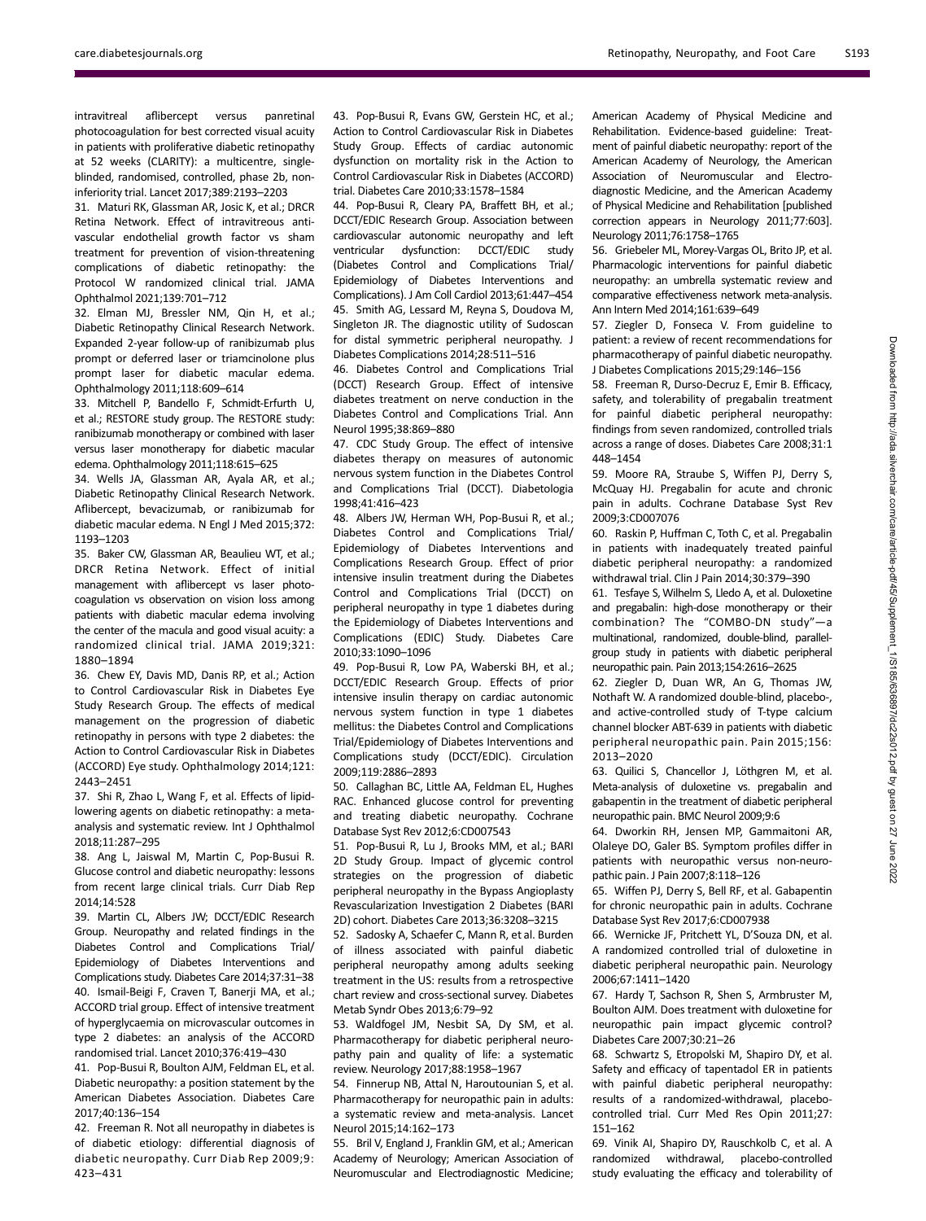intravitreal aflibercept versus panretinal photocoagulation for best corrected visual acuity in patients with proliferative diabetic retinopathy at 52 weeks (CLARITY): a multicentre, single-blinded, randomised, controlled, phase 2b, non-inferiority trial. Lancet 2017;389:2193–2203

31. Maturi RK, Glassman AR, Josic K, et al.; DRCR Retina Network. Effect of intravitreous anti-vascular endothelial growth factor vs sham treatment for prevention of vision-threatening complications of diabetic retinopathy: the Protocol W randomized clinical trial. JAMA Ophthalmol 2021;139:701–712

32. Elman MJ, Bressler NM, Qin H, et al.; Diabetic Retinopathy Clinical Research Network. Expanded 2-year follow-up of ranibizumab plus prompt or deferred laser or triamcinolone plus prompt laser for diabetic macular edema. Ophthalmology 2011;118:609–614

33. Mitchell P, Bandello F, Schmidt-Erfurth U, et al.; RESTORE study group. The RESTORE study: ranibizumab monotherapy or combined with laser versus laser monotherapy for diabetic macular edema. Ophthalmology 2011;118:615–625

34. Wells JA, Glassman AR, Ayala AR, et al.; Diabetic Retinopathy Clinical Research Network. Aflibercept, bevacizumab, or ranibizumab for diabetic macular edema. N Engl J Med 2015;372: 1193–1203

35. Baker CW, Glassman AR, Beaulieu WT, et al.; DRCR Retina Network. Effect of initial management with aflibercept vs laser photocoagulation vs observation on vision loss among patients with diabetic macular edema involving the center of the macula and good visual acuity: a randomized clinical trial. JAMA 2019;321: 1880–1894

36. Chew EY, Davis MD, Danis RP, et al.; Action to Control Cardiovascular Risk in Diabetes Eye Study Research Group. The effects of medical management on the progression of diabetic retinopathy in persons with type 2 diabetes: the Action to Control Cardiovascular Risk in Diabetes (ACCORD) Eye study. Ophthalmology 2014;121: 2443–2451

37. Shi R, Zhao L, Wang F, et al. Effects of lipid-lowering agents on diabetic retinopathy: a meta-analysis and systematic review. Int J Ophthalmol 2018;11:287–295

38. Ang L, Jaiswal M, Martin C, Pop-Busui R. Glucose control and diabetic neuropathy: lessons from recent large clinical trials. Curr Diab Rep 2014;14:528

39. Martin CL, Albers JW; DCCT/EDIC Research Group. Neuropathy and related findings in the Diabetes Control and Complications Trial/Epidemiology of Diabetes Interventions and Complications study. Diabetes Care 2014;37:31–38

40. Ismail-Beigi F, Craven T, Banerji MA, et al.; ACCORD trial group. Effect of intensive treatment of hyperglycaemia on microvascular outcomes in type 2 diabetes: an analysis of the ACCORD randomised trial. Lancet 2010;376:419–430

41. Pop-Busui R, Boulton AJM, Feldman EL, et al. Diabetic neuropathy: a position statement by the American Diabetes Association. Diabetes Care 2017;40:136–154

42. Freeman R. Not all neuropathy in diabetes is of diabetic etiology: differential diagnosis of diabetic neuropathy. Curr Diab Rep 2009;9: 423–431

43. Pop-Busui R, Evans GW, Gerstein HC, et al.; Action to Control Cardiovascular Risk in Diabetes Study Group. Effects of cardiac autonomic dysfunction on mortality risk in the Action to Control Cardiovascular Risk in Diabetes (ACCORD) trial. Diabetes Care 2010;33:1578–1584

44. Pop-Busui R, Cleary PA, Braffett BH, et al.; DCCT/EDIC Research Group. Association between cardiovascular autonomic neuropathy and left ventricular dysfunction: DCCT/EDIC study (Diabetes Control and Complications Trial/Epidemiology of Diabetes Interventions and Complications). J Am Coll Cardiol 2013;61:447–454

45. Smith AG, Lessard M, Reyna S, Doudova M, Singleton JR. The diagnostic utility of Sudoscan for distal symmetric peripheral neuropathy. J Diabetes Complications 2014;28:511–516

46. Diabetes Control and Complications Trial (DCCT) Research Group. Effect of intensive diabetes treatment on nerve conduction in the Diabetes Control and Complications Trial. Ann Neurol 1995;38:869–880

47. CDC Study Group. The effect of intensive diabetes therapy on measures of autonomic nervous system function in the Diabetes Control and Complications Trial (DCCT). Diabetologia 1998;41:416–423

48. Albers JW, Herman WH, Pop-Busui R, et al.; Diabetes Control and Complications Trial/Epidemiology of Diabetes Interventions and Complications Research Group. Effect of prior intensive insulin treatment during the Diabetes Control and Complications Trial (DCCT) on peripheral neuropathy in type 1 diabetes during the Epidemiology of Diabetes Interventions and Complications (EDIC) Study. Diabetes Care 2010;33:1090–1096

49. Pop-Busui R, Low PA, Waberski BH, et al.; DCCT/EDIC Research Group. Effects of prior intensive insulin therapy on cardiac autonomic nervous system function in type 1 diabetes mellitus: the Diabetes Control and Complications Trial/Epidemiology of Diabetes Interventions and Complications study (DCCT/EDIC). Circulation 2009;119:2886–2893

50. Callaghan BC, Little AA, Feldman EL, Hughes RAC. Enhanced glucose control for preventing and treating diabetic neuropathy. Cochrane Database Syst Rev 2012;6:CD007543

51. Pop-Busui R, Lu J, Brooks MM, et al.; BARI 2D Study Group. Impact of glycemic control strategies on the progression of diabetic peripheral neuropathy in the Bypass Angioplasty Revascularization Investigation 2 Diabetes (BARI 2D) cohort. Diabetes Care 2013;36:3208–3215

52. Sadosky A, Schaefer C, Mann R, et al. Burden of illness associated with painful diabetic peripheral neuropathy among adults seeking treatment in the US: results from a retrospective chart review and cross-sectional survey. Diabetes Metab Syndr Obes 2013;6:79–92

53. Waldfogel JM, Nesbit SA, Dy SM, et al. Pharmacotherapy for diabetic peripheral neuropathy pain and quality of life: a systematic review. Neurology 2017;88:1958–1967

54. Finnerup NB, Attal N, Haroutounian S, et al. Pharmacotherapy for neuropathic pain in adults: a systematic review and meta-analysis. Lancet Neurol 2015;14:162–173

55. Bril V, England J, Franklin GM, et al.; American Academy of Neurology; American Association of Neuromuscular and Electrodiagnostic Medicine; American Academy of Physical Medicine and Rehabilitation. Evidence-based guideline: Treatment of painful diabetic neuropathy: report of the American Academy of Neurology, the American Association of Neuromuscular and Electrodiagnostic Medicine, and the American Academy of Physical Medicine and Rehabilitation [published correction appears in Neurology 2011;77:603]. Neurology 2011;76:1758–1765

56. Griebeler ML, Morey-Vargas OL, Brito JP, et al. Pharmacologic interventions for painful diabetic neuropathy: an umbrella systematic review and comparative effectiveness network meta-analysis. Ann Intern Med 2014;161:639–649

57. Ziegler D, Fonseca V. From guideline to patient: a review of recent recommendations for pharmacotherapy of painful diabetic neuropathy. J Diabetes Complications 2015;29:146–156

58. Freeman R, Durso-Decruz E, Emir B. Efficacy, safety, and tolerability of pregabalin treatment for painful diabetic peripheral neuropathy: findings from seven randomized, controlled trials across a range of doses. Diabetes Care 2008;31:1448–1454

59. Moore RA, Straube S, Wiffen PJ, Derry S, McQuay HJ. Pregabalin for acute and chronic pain in adults. Cochrane Database Syst Rev 2009;3:CD007076

60. Raskin P, Huffman C, Toth C, et al. Pregabalin in patients with inadequately treated painful diabetic peripheral neuropathy: a randomized withdrawal trial. Clin J Pain 2014;30:379–390

61. Tesfaye S, Wilhelm S, Lledo A, et al. Duloxetine and pregabalin: high-dose monotherapy or their combination? The "COMBO-DN study"—a multinational, randomized, double-blind, parallel-group study in patients with diabetic peripheral neuropathic pain. Pain 2013;154:2616–2625

62. Ziegler D, Duan WR, An G, Thomas JW, Nothaft W. A randomized double-blind, placebo-, and active-controlled study of T-type calcium channel blocker ABT-639 in patients with diabetic peripheral neuropathic pain. Pain 2015;156: 2013–2020

63. Quilici S, Chancellor J, Löthgren M, et al. Meta-analysis of duloxetine vs. pregabalin and gabapentin in the treatment of diabetic peripheral neuropathic pain. BMC Neurol 2009;9:6

64. Dworkin RH, Jensen MP, Gammaitoni AR, Olaleye DO, Galer BS. Symptom profiles differ in patients with neuropathic versus non-neuropathic pain. J Pain 2007;8:118–126

65. Wiffen PJ, Derry S, Bell RF, et al. Gabapentin for chronic neuropathic pain in adults. Cochrane Database Syst Rev 2017;6:CD007938

66. Wernicke JF, Pritchett YL, D'Souza DN, et al. A randomized controlled trial of duloxetine in diabetic peripheral neuropathic pain. Neurology 2006;67:1411–1420

67. Hardy T, Sachson R, Shen S, Armbruster M, Boulton AJM. Does treatment with duloxetine for neuropathic pain impact glycemic control? Diabetes Care 2007;30:21–26

68. Schwartz S, Etropolski M, Shapiro DY, et al. Safety and efficacy of tapentadol ER in patients with painful diabetic peripheral neuropathy: results of a randomized-withdrawal, placebo-controlled trial. Curr Med Res Opin 2011;27: 151–162

69. Vinik AI, Shapiro DY, Rauschkolb C, et al. A randomized withdrawal, placebo-controlled study evaluating the efficacy and tolerability of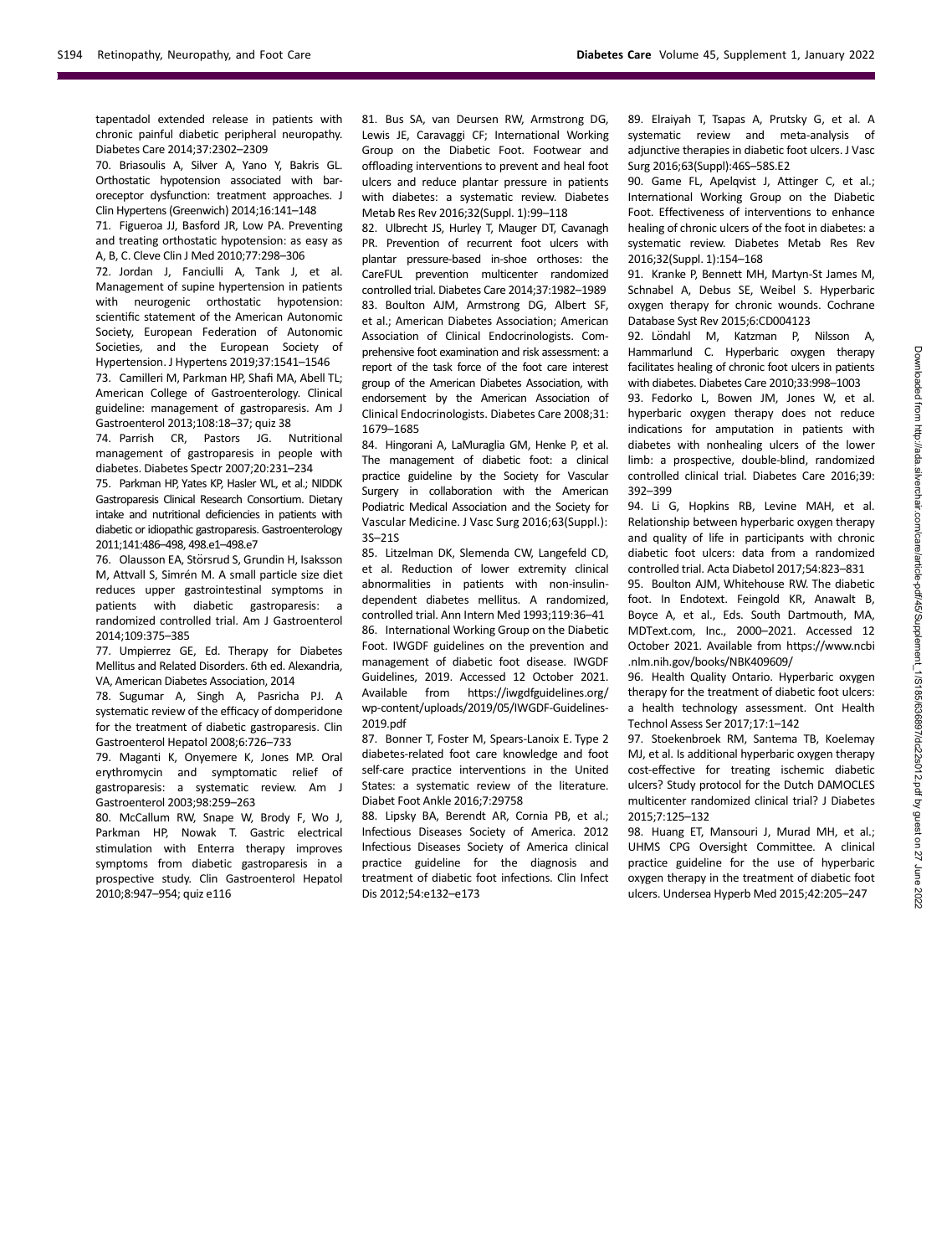tapentadol extended release in patients with chronic painful diabetic peripheral neuropathy. Diabetes Care 2014;37:2302–2309

70. Briasoulis A, Silver A, Yano Y, Bakris GL. Orthostatic hypotension associated with baroreceptor dysfunction: treatment approaches. J Clin Hypertens (Greenwich) 2014;16:141–148

71. Figueroa JJ, Basford JR, Low PA. Preventing and treating orthostatic hypotension: as easy as A, B, C. Cleve Clin J Med 2010;77:298–306

72. Jordan J, Fanciulli A, Tank J, et al. Management of supine hypertension in patients with neurogenic orthostatic hypotension: scientific statement of the American Autonomic Society, European Federation of Autonomic Societies, and the European Society of Hypertension. J Hypertens 2019;37:1541–1546

73. Camilleri M, Parkman HP, Shafi MA, Abell TL; American College of Gastroenterology. Clinical guideline: management of gastroparesis. Am J Gastroenterol 2013;108:18–37; quiz 38

74. Parrish CR, Pastors JG. Nutritional management of gastroparesis in people with diabetes. Diabetes Spectr 2007;20:231–234

75. Parkman HP, Yates KP, Hasler WL, et al.; NIDDK Gastroparesis Clinical Research Consortium. Dietary intake and nutritional deficiencies in patients with diabetic or idiopathic gastroparesis. Gastroenterology 2011;141:486–498, 498.e1–498.e7

76. Olausson EA, Störsrud S, Grundin H, Isaksson M, Attvall S, Simrén M. A small particle size diet reduces upper gastrointestinal symptoms in patients with diabetic gastroparesis: a randomized controlled trial. Am J Gastroenterol 2014;109:375–385

77. Umpierrez GE, Ed. Therapy for Diabetes Mellitus and Related Disorders. 6th ed. Alexandria, VA, American Diabetes Association, 2014

78. Sugumar A, Singh A, Pasricha PJ. A systematic review of the efficacy of domperidone for the treatment of diabetic gastroparesis. Clin Gastroenterol Hepatol 2008;6:726–733

79. Maganti K, Onyemere K, Jones MP. Oral erythromycin and symptomatic relief of gastroparesis: a systematic review. Am J Gastroenterol 2003;98:259–263

80. McCallum RW, Snape W, Brody F, Wo J, Parkman HP, Nowak T. Gastric electrical stimulation with Enterra therapy improves symptoms from diabetic gastroparesis in a prospective study. Clin Gastroenterol Hepatol 2010;8:947–954; quiz e116

81. Bus SA, van Deursen RW, Armstrong DG, Lewis JE, Caravaggi CF; International Working Group on the Diabetic Foot. Footwear and offloading interventions to prevent and heal foot ulcers and reduce plantar pressure in patients with diabetes: a systematic review. Diabetes Metab Res Rev 2016;32(Suppl. 1):99–118

82. Ulbrecht JS, Hurley T, Mauger DT, Cavanagh PR. Prevention of recurrent foot ulcers with plantar pressure-based in-shoe orthoses: the CareFUL prevention multicenter randomized controlled trial. Diabetes Care 2014;37:1982–1989

83. Boulton AJM, Armstrong DG, Albert SF, et al.; American Diabetes Association; American Association of Clinical Endocrinologists. Comprehensive foot examination and risk assessment: a report of the task force of the foot care interest group of the American Diabetes Association, with endorsement by the American Association of Clinical Endocrinologists. Diabetes Care 2008;31: 1679–1685

84. Hingorani A, LaMuraglia GM, Henke P, et al. The management of diabetic foot: a clinical practice guideline by the Society for Vascular Surgery in collaboration with the American Podiatric Medical Association and the Society for Vascular Medicine. J Vasc Surg 2016;63(Suppl.): 3S–21S

85. Litzelman DK, Slemenda CW, Langefeld CD, et al. Reduction of lower extremity clinical abnormalities in patients with non-insulin-dependent diabetes mellitus. A randomized, controlled trial. Ann Intern Med 1993;119:36–41

86. International Working Group on the Diabetic Foot. IWGDF guidelines on the prevention and management of diabetic foot disease. IWGDF Guidelines, 2019. Accessed 12 October 2021. Available from https://iwgdfguidelines.org/wp-content/uploads/2019/05/IWGDF-Guidelines-2019.pdf

87. Bonner T, Foster M, Spears-Lanoix E. Type 2 diabetes-related foot care knowledge and foot self-care practice interventions in the United States: a systematic review of the literature. Diabet Foot Ankle 2016;7:29758

88. Lipsky BA, Berendt AR, Cornia PB, et al.; Infectious Diseases Society of America. 2012 Infectious Diseases Society of America clinical practice guideline for the diagnosis and treatment of diabetic foot infections. Clin Infect Dis 2012;54:e132–e173

89. Elraiyah T, Tsapas A, Prutsky G, et al. A systematic review and meta-analysis of adjunctive therapies in diabetic foot ulcers. J Vasc Surg 2016;63(Suppl):46S–58S.E2

90. Game FL, Apelqvist J, Attinger C, et al.; International Working Group on the Diabetic Foot. Effectiveness of interventions to enhance healing of chronic ulcers of the foot in diabetes: a systematic review. Diabetes Metab Res Rev 2016;32(Suppl. 1):154–168

91. Kranke P, Bennett MH, Martyn-St James M, Schnabel A, Debus SE, Weibel S. Hyperbaric oxygen therapy for chronic wounds. Cochrane Database Syst Rev 2015;6:CD004123

92. Löndahl M, Katzman P, Nilsson A, Hammarlund C. Hyperbaric oxygen therapy facilitates healing of chronic foot ulcers in patients with diabetes. Diabetes Care 2010;33:998–1003

93. Fedorko L, Bowen JM, Jones W, et al. hyperbaric oxygen therapy does not reduce indications for amputation in patients with diabetes with nonhealing ulcers of the lower limb: a prospective, double-blind, randomized controlled clinical trial. Diabetes Care 2016;39: 392–399

94. Li G, Hopkins RB, Levine MAH, et al. Relationship between hyperbaric oxygen therapy and quality of life in participants with chronic diabetic foot ulcers: data from a randomized controlled trial. Acta Diabetol 2017;54:823–831

95. Boulton AJM, Whitehouse RW. The diabetic foot. In Endotext. Feingold KR, Anawalt B, Boyce A, et al., Eds. South Dartmouth, MA, MDText.com, Inc., 2000–2021. Accessed 12 October 2021. Available from https://www.ncbi.nlm.nih.gov/books/NBK409609/

96. Health Quality Ontario. Hyperbaric oxygen therapy for the treatment of diabetic foot ulcers: a health technology assessment. Ont Health Technol Assess Ser 2017;17:1–142

97. Stoekenbroek RM, Santema TB, Koelemay MJ, et al. Is additional hyperbaric oxygen therapy cost-effective for treating ischemic diabetic ulcers? Study protocol for the Dutch DAMOCLES multicenter randomized clinical trial? J Diabetes 2015;7:125–132

98. Huang ET, Mansouri J, Murad MH, et al.; UHMS CPG Oversight Committee. A clinical practice guideline for the use of hyperbaric oxygen therapy in the treatment of diabetic foot ulcers. Undersea Hyperb Med 2015;42:205–247